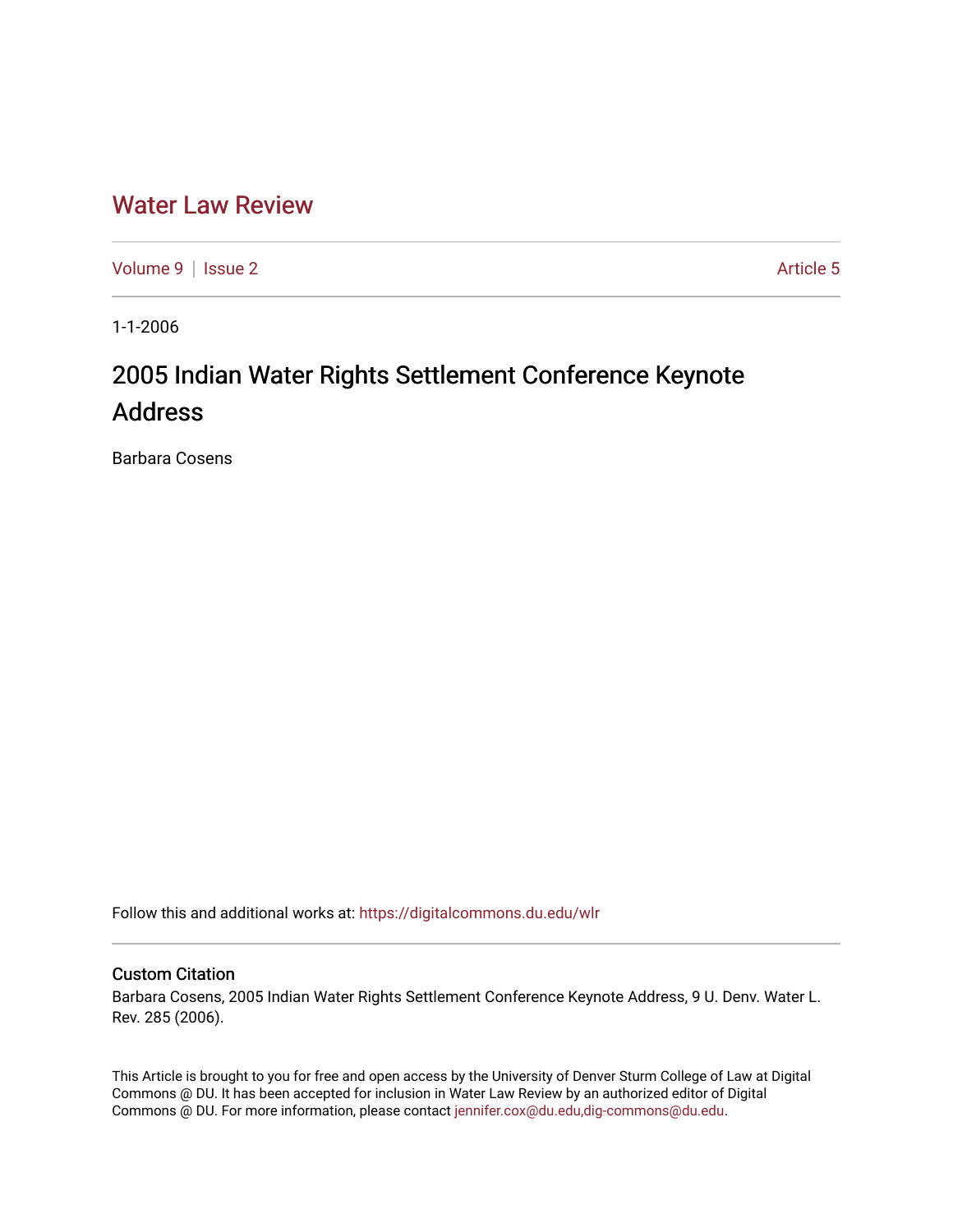# Water Law Review

Volume 9 | Issue 2 Article 5

1-1-2006

## 2005 Indian Water Rights Settlement Conference Keynote Address

Barbara Cosens

Follow this and additional works at: https://digitalcommons.du.edu/wlr

### Custom Citation

Barbara Cosens, 2005 Indian Water Rights Settlement Conference Keynote Address, 9 U. Denv. Water L. Rev. 285 (2006).

This Article is brought to you for free and open access by the University of Denver Sturm College of Law at Digital Commons @ DU. It has been accepted for inclusion in Water Law Review by an authorized editor of Digital Commons @ DU. For more information, please contact jennifer.cox@du.edu,dig-commons@du.edu.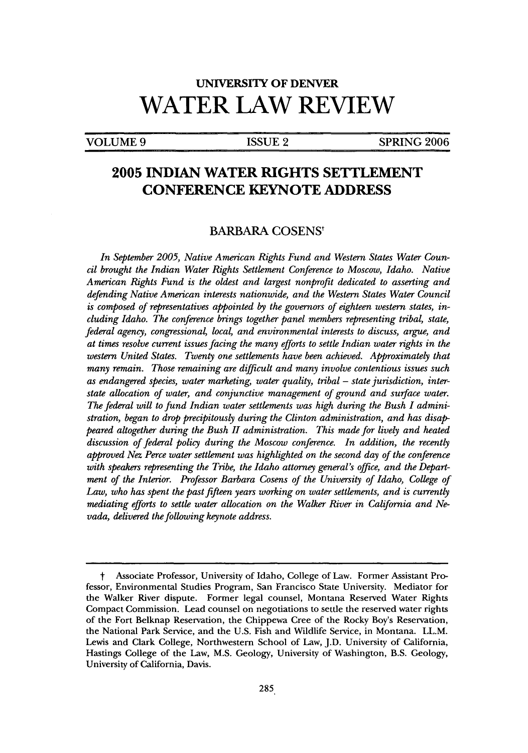UNIVERSITY OF DENVER

# WATER LAW REVIEW

VOLUME 9 | ISSUE 2 | SPRING 2006

## 2005 INDIAN WATER RIGHTS SETTLEMENT CONFERENCE KEYNOTE ADDRESS

BARBARA COSENS†

*In September 2005, Native American Rights Fund and Western States Water Council brought the Indian Water Rights Settlement Conference to Moscow, Idaho. Native American Rights Fund is the oldest and largest nonprofit dedicated to asserting and defending Native American interests nationwide, and the Western States Water Council is composed of representatives appointed by the governors of eighteen western states, including Idaho. The conference brings together panel members representing tribal, state, federal agency, congressional, local, and environmental interests to discuss, argue, and at times resolve current issues facing the many efforts to settle Indian water rights in the western United States. Twenty one settlements have been achieved. Approximately that many remain. Those remaining are difficult and many involve contentious issues such as endangered species, water marketing, water quality, tribal – state jurisdiction, interstate allocation of water, and conjunctive management of ground and surface water. The federal will to fund Indian water settlements was high during the Bush I administration, began to drop precipitously during the Clinton administration, and has disappeared altogether during the Bush II administration. This made for lively and heated discussion of federal policy during the Moscow conference. In addition, the recently approved Nez Perce water settlement was highlighted on the second day of the conference with speakers representing the Tribe, the Idaho attorney general's office, and the Department of the Interior. Professor Barbara Cosens of the University of Idaho, College of Law, who has spent the past fifteen years working on water settlements, and is currently mediating efforts to settle water allocation on the Walker River in California and Nevada, delivered the following keynote address.*

† Associate Professor, University of Idaho, College of Law. Former Assistant Professor, Environmental Studies Program, San Francisco State University. Mediator for the Walker River dispute. Former legal counsel, Montana Reserved Water Rights Compact Commission. Lead counsel on negotiations to settle the reserved water rights of the Fort Belknap Reservation, the Chippewa Cree of the Rocky Boy's Reservation, the National Park Service, and the U.S. Fish and Wildlife Service, in Montana. LL.M. Lewis and Clark College, Northwestern School of Law, J.D. University of California, Hastings College of the Law, M.S. Geology, University of Washington, B.S. Geology, University of California, Davis.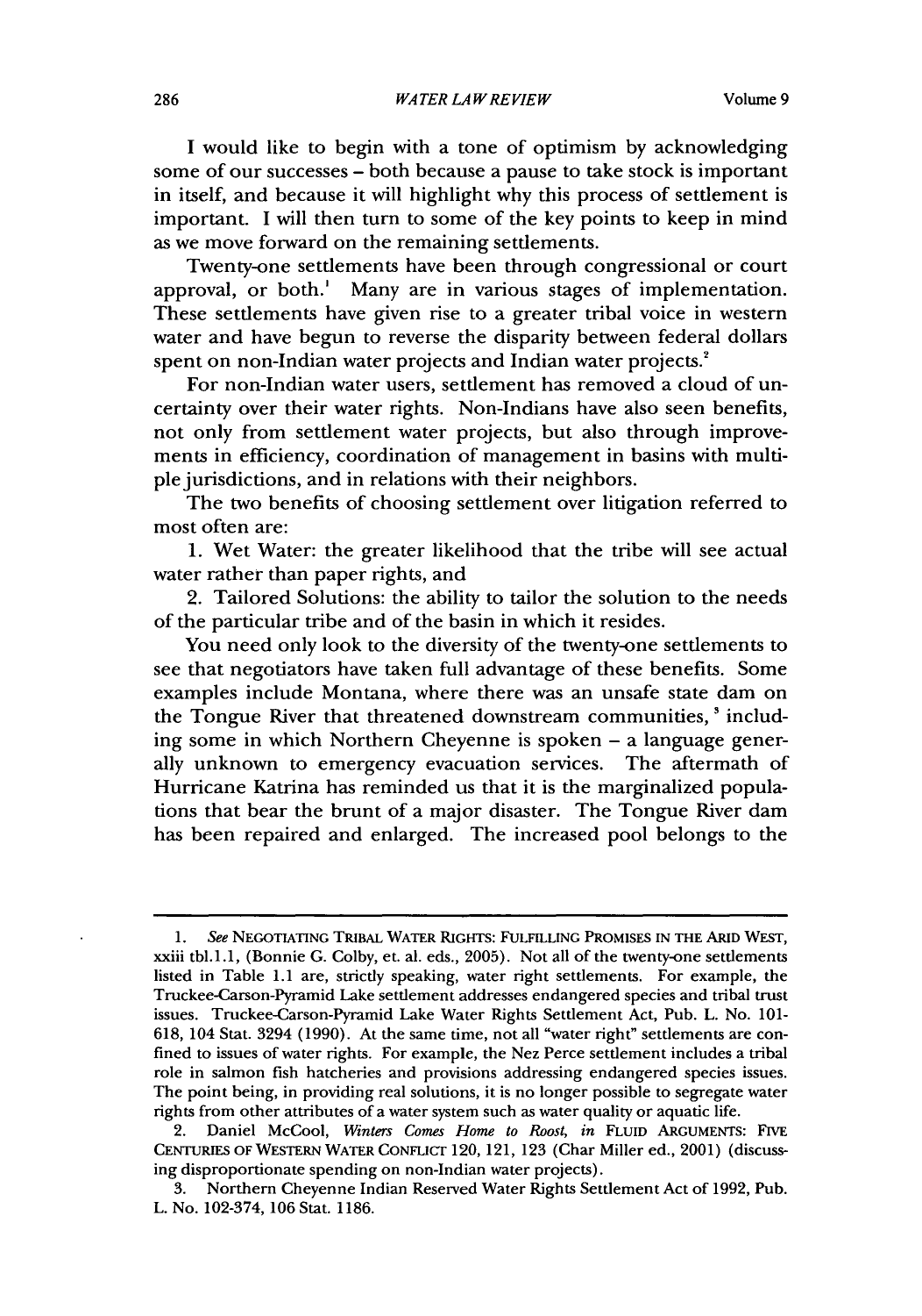I would like to begin with a tone of optimism by acknowledging some of our successes – both because a pause to take stock is important in itself, and because it will highlight why this process of settlement is important. I will then turn to some of the key points to keep in mind as we move forward on the remaining settlements.

Twenty-one settlements have been through congressional or court approval, or both.[1] Many are in various stages of implementation. These settlements have given rise to a greater tribal voice in western water and have begun to reverse the disparity between federal dollars spent on non-Indian water projects and Indian water projects.[2]

For non-Indian water users, settlement has removed a cloud of uncertainty over their water rights. Non-Indians have also seen benefits, not only from settlement water projects, but also through improvements in efficiency, coordination of management in basins with multiple jurisdictions, and in relations with their neighbors.

The two benefits of choosing settlement over litigation referred to most often are:

1. Wet Water: the greater likelihood that the tribe will see actual water rather than paper rights, and

2. Tailored Solutions: the ability to tailor the solution to the needs of the particular tribe and of the basin in which it resides.

You need only look to the diversity of the twenty-one settlements to see that negotiators have taken full advantage of these benefits. Some examples include Montana, where there was an unsafe state dam on the Tongue River that threatened downstream communities,[3] including some in which Northern Cheyenne is spoken – a language generally unknown to emergency evacuation services. The aftermath of Hurricane Katrina has reminded us that it is the marginalized populations that bear the brunt of a major disaster. The Tongue River dam has been repaired and enlarged. The increased pool belongs to the

---

1. *See* NEGOTIATING TRIBAL WATER RIGHTS: FULFILLING PROMISES IN THE ARID WEST, xxiii tbl.1.1, (Bonnie G. Colby, et. al. eds., 2005). Not all of the twenty-one settlements listed in Table 1.1 are, strictly speaking, water right settlements. For example, the Truckee-Carson-Pyramid Lake settlement addresses endangered species and tribal trust issues. Truckee-Carson-Pyramid Lake Water Rights Settlement Act, Pub. L. No. 101-618, 104 Stat. 3294 (1990). At the same time, not all "water right" settlements are confined to issues of water rights. For example, the Nez Perce settlement includes a tribal role in salmon fish hatcheries and provisions addressing endangered species issues. The point being, in providing real solutions, it is no longer possible to segregate water rights from other attributes of a water system such as water quality or aquatic life.

2. Daniel McCool, *Winters Comes Home to Roost*, *in* FLUID ARGUMENTS: FIVE CENTURIES OF WESTERN WATER CONFLICT 120, 121, 123 (Char Miller ed., 2001) (discussing disproportionate spending on non-Indian water projects).

3. Northern Cheyenne Indian Reserved Water Rights Settlement Act of 1992, Pub. L. No. 102-374, 106 Stat. 1186.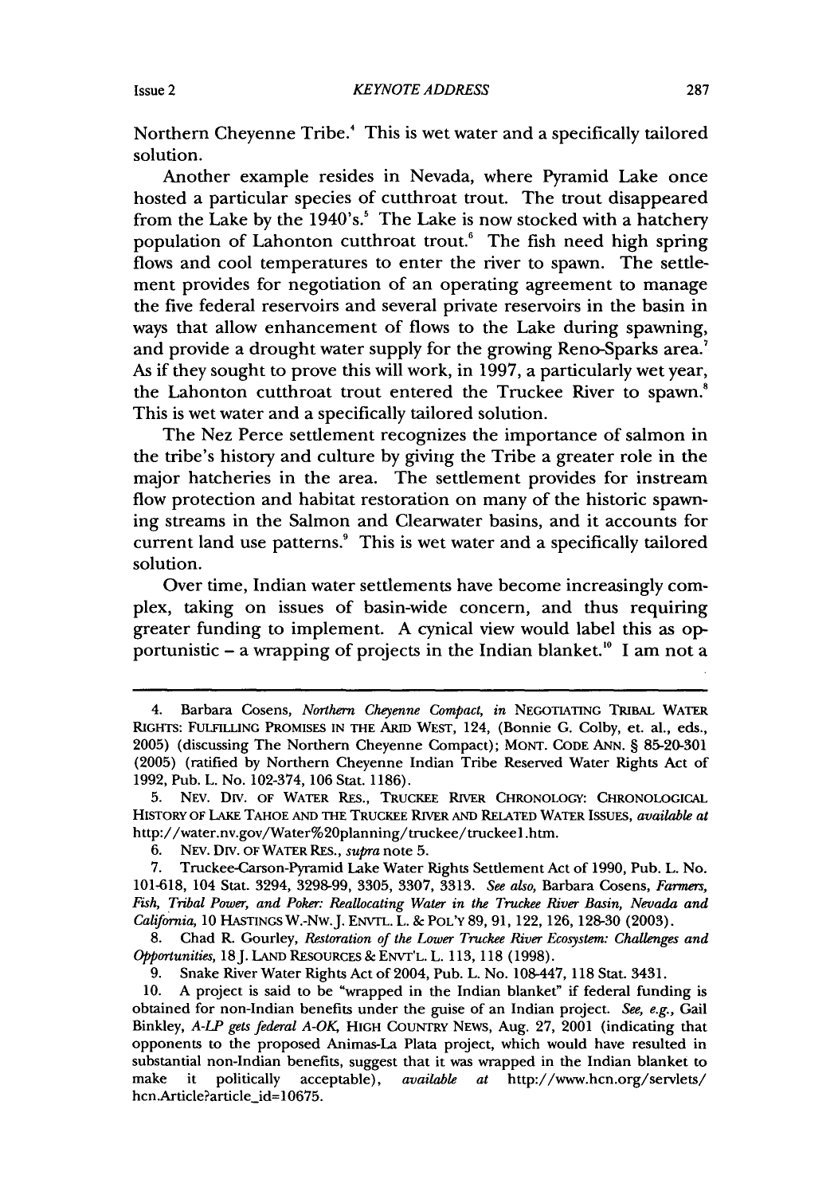Northern Cheyenne Tribe.[4] This is wet water and a specifically tailored solution.

Another example resides in Nevada, where Pyramid Lake once hosted a particular species of cutthroat trout. The trout disappeared from the Lake by the 1940's.[5] The Lake is now stocked with a hatchery population of Lahonton cutthroat trout.[6] The fish need high spring flows and cool temperatures to enter the river to spawn. The settlement provides for negotiation of an operating agreement to manage the five federal reservoirs and several private reservoirs in the basin in ways that allow enhancement of flows to the Lake during spawning, and provide a drought water supply for the growing Reno-Sparks area.[7] As if they sought to prove this will work, in 1997, a particularly wet year, the Lahonton cutthroat trout entered the Truckee River to spawn.[8] This is wet water and a specifically tailored solution.

The Nez Perce settlement recognizes the importance of salmon in the tribe's history and culture by giving the Tribe a greater role in the major hatcheries in the area. The settlement provides for instream flow protection and habitat restoration on many of the historic spawning streams in the Salmon and Clearwater basins, and it accounts for current land use patterns.[9] This is wet water and a specifically tailored solution.

Over time, Indian water settlements have become increasingly complex, taking on issues of basin-wide concern, and thus requiring greater funding to implement. A cynical view would label this as opportunistic – a wrapping of projects in the Indian blanket.[10] I am not a

---

4. Barbara Cosens, *Northern Cheyenne Compact*, *in* NEGOTIATING TRIBAL WATER RIGHTS: FULFILLING PROMISES IN THE ARID WEST, 124, (Bonnie G. Colby, et. al., eds., 2005) (discussing The Northern Cheyenne Compact); MONT. CODE ANN. § 85-20-301 (2005) (ratified by Northern Cheyenne Indian Tribe Reserved Water Rights Act of 1992, Pub. L. No. 102-374, 106 Stat. 1186).

5. NEV. DIV. OF WATER RES., TRUCKEE RIVER CHRONOLOGY: CHRONOLOGICAL HISTORY OF LAKE TAHOE AND THE TRUCKEE RIVER AND RELATED WATER ISSUES, *available at* http://water.nv.gov/Water%20planning/truckee/truckee1.htm.

6. NEV. DIV. OF WATER RES., *supra* note 5.

7. Truckee-Carson-Pyramid Lake Water Rights Settlement Act of 1990, Pub. L. No. 101-618, 104 Stat. 3294, 3298-99, 3305, 3307, 3313. *See also*, Barbara Cosens, *Farmers, Fish, Tribal Power, and Poker: Reallocating Water in the Truckee River Basin, Nevada and California*, 10 HASTINGS W.-NW. J. ENVTL. L. & POL'Y 89, 91, 122, 126, 128-30 (2003).

8. Chad R. Gourley, *Restoration of the Lower Truckee River Ecosystem: Challenges and Opportunities*, 18 J. LAND RESOURCES & ENVT'L. L. 113, 118 (1998).

9. Snake River Water Rights Act of 2004, Pub. L. No. 108-447, 118 Stat. 3431.

10. A project is said to be "wrapped in the Indian blanket" if federal funding is obtained for non-Indian benefits under the guise of an Indian project. *See, e.g.*, Gail Binkley, *A-LP gets federal A-OK*, HIGH COUNTRY NEWS, Aug. 27, 2001 (indicating that opponents to the proposed Animas-La Plata project, which would have resulted in substantial non-Indian benefits, suggest that it was wrapped in the Indian blanket to make it politically acceptable), *available at* http://www.hcn.org/servlets/hcn.Article?article_id=10675.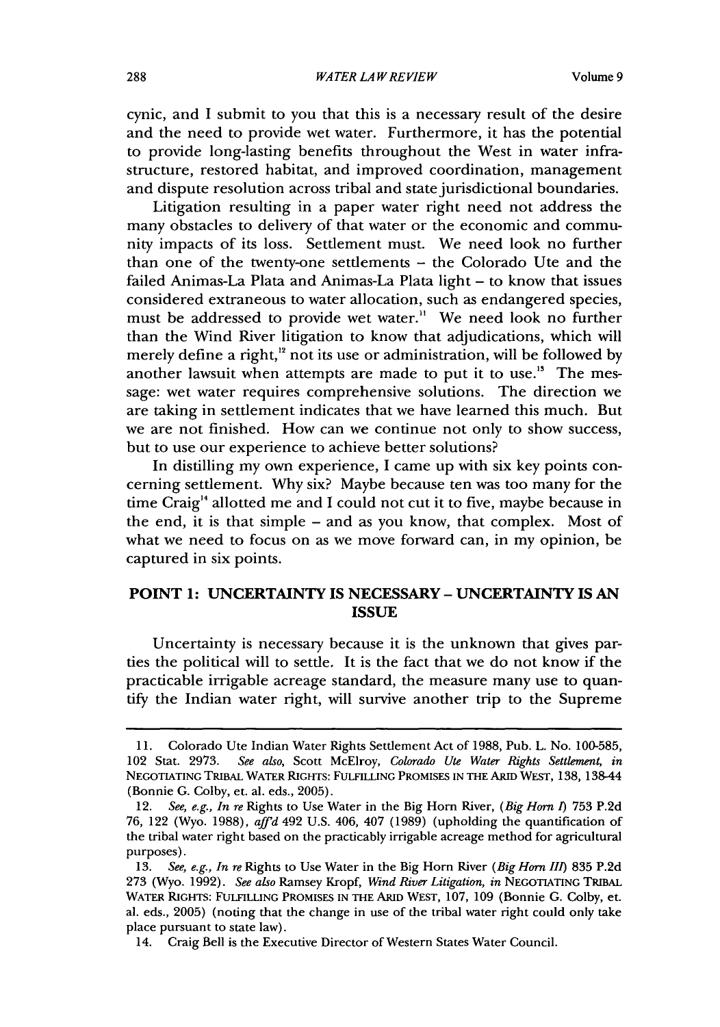cynic, and I submit to you that this is a necessary result of the desire and the need to provide wet water. Furthermore, it has the potential to provide long-lasting benefits throughout the West in water infrastructure, restored habitat, and improved coordination, management and dispute resolution across tribal and state jurisdictional boundaries.

Litigation resulting in a paper water right need not address the many obstacles to delivery of that water or the economic and community impacts of its loss. Settlement must. We need look no further than one of the twenty-one settlements – the Colorado Ute and the failed Animas-La Plata and Animas-La Plata light – to know that issues considered extraneous to water allocation, such as endangered species, must be addressed to provide wet water.[11] We need look no further than the Wind River litigation to know that adjudications, which will merely define a right,[12] not its use or administration, will be followed by another lawsuit when attempts are made to put it to use.[13] The message: wet water requires comprehensive solutions. The direction we are taking in settlement indicates that we have learned this much. But we are not finished. How can we continue not only to show success, but to use our experience to achieve better solutions?

In distilling my own experience, I came up with six key points concerning settlement. Why six? Maybe because ten was too many for the time Craig[14] allotted me and I could not cut it to five, maybe because in the end, it is that simple – and as you know, that complex. Most of what we need to focus on as we move forward can, in my opinion, be captured in six points.

## POINT 1: UNCERTAINTY IS NECESSARY – UNCERTAINTY IS AN ISSUE

Uncertainty is necessary because it is the unknown that gives parties the political will to settle. It is the fact that we do not know if the practicable irrigable acreage standard, the measure many use to quantify the Indian water right, will survive another trip to the Supreme

---

11. Colorado Ute Indian Water Rights Settlement Act of 1988, Pub. L. No. 100-585, 102 Stat. 2973. *See also*, Scott McElroy, *Colorado Ute Water Rights Settlement*, *in* NEGOTIATING TRIBAL WATER RIGHTS: FULFILLING PROMISES IN THE ARID WEST, 138, 138-44 (Bonnie G. Colby, et. al. eds., 2005).

12. *See, e.g., In re* Rights to Use Water in the Big Horn River, (*Big Horn I*) 753 P.2d 76, 122 (Wyo. 1988), *aff'd* 492 U.S. 406, 407 (1989) (upholding the quantification of the tribal water right based on the practicably irrigable acreage method for agricultural purposes).

13. *See, e.g., In re* Rights to Use Water in the Big Horn River (*Big Horn III*) 835 P.2d 273 (Wyo. 1992). *See also* Ramsey Kropf, *Wind River Litigation*, *in* NEGOTIATING TRIBAL WATER RIGHTS: FULFILLING PROMISES IN THE ARID WEST, 107, 109 (Bonnie G. Colby, et. al. eds., 2005) (noting that the change in use of the tribal water right could only take place pursuant to state law).

14. Craig Bell is the Executive Director of Western States Water Council.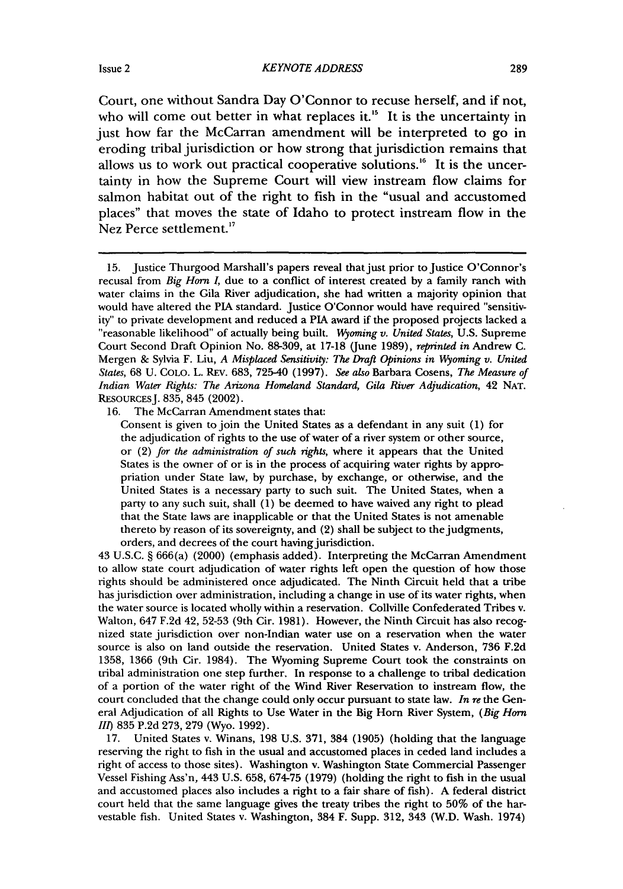Court, one without Sandra Day O'Connor to recuse herself, and if not, who will come out better in what replaces it.[15] It is the uncertainty in just how far the McCarran amendment will be interpreted to go in eroding tribal jurisdiction or how strong that jurisdiction remains that allows us to work out practical cooperative solutions.[16] It is the uncertainty in how the Supreme Court will view instream flow claims for salmon habitat out of the right to fish in the "usual and accustomed places" that moves the state of Idaho to protect instream flow in the Nez Perce settlement.[17]

---

15. Justice Thurgood Marshall's papers reveal that just prior to Justice O'Connor's recusal from *Big Horn I*, due to a conflict of interest created by a family ranch with water claims in the Gila River adjudication, she had written a majority opinion that would have altered the PIA standard. Justice O'Connor would have required "sensitivity" to private development and reduced a PIA award if the proposed projects lacked a "reasonable likelihood" of actually being built. *Wyoming v. United States*, U.S. Supreme Court Second Draft Opinion No. 88-309, at 17-18 (June 1989), *reprinted in* Andrew C. Mergen & Sylvia F. Liu, *A Misplaced Sensitivity: The Draft Opinions in Wyoming v. United States*, 68 U. COLO. L. REV. 683, 725-40 (1997). *See also* Barbara Cosens, *The Measure of Indian Water Rights: The Arizona Homeland Standard, Gila River Adjudication*, 42 NAT. RESOURCES J. 835, 845 (2002).

16. The McCarran Amendment states that:

> Consent is given to join the United States as a defendant in any suit (1) for the adjudication of rights to the use of water of a river system or other source, or (2) *for the administration of such rights*, where it appears that the United States is the owner of or is in the process of acquiring water rights by appropriation under State law, by purchase, by exchange, or otherwise, and the United States is a necessary party to such suit. The United States, when a party to any such suit, shall (1) be deemed to have waived any right to plead that the State laws are inapplicable or that the United States is not amenable thereto by reason of its sovereignty, and (2) shall be subject to the judgments, orders, and decrees of the court having jurisdiction.

43 U.S.C. § 666(a) (2000) (emphasis added). Interpreting the McCarran Amendment to allow state court adjudication of water rights left open the question of how those rights should be administered once adjudicated. The Ninth Circuit held that a tribe has jurisdiction over administration, including a change in use of its water rights, when the water source is located wholly within a reservation. Collville Confederated Tribes v. Walton, 647 F.2d 42, 52-53 (9th Cir. 1981). However, the Ninth Circuit has also recognized state jurisdiction over non-Indian water use on a reservation when the water source is also on land outside the reservation. United States v. Anderson, 736 F.2d 1358, 1366 (9th Cir. 1984). The Wyoming Supreme Court took the constraints on tribal administration one step further. In response to a challenge to tribal dedication of a portion of the water right of the Wind River Reservation to instream flow, the court concluded that the change could only occur pursuant to state law. *In re* the General Adjudication of all Rights to Use Water in the Big Horn River System, (*Big Horn III*) 835 P.2d 273, 279 (Wyo. 1992).

17. United States v. Winans, 198 U.S. 371, 384 (1905) (holding that the language reserving the right to fish in the usual and accustomed places in ceded land includes a right of access to those sites). Washington v. Washington State Commercial Passenger Vessel Fishing Ass'n, 443 U.S. 658, 674-75 (1979) (holding the right to fish in the usual and accustomed places also includes a right to a fair share of fish). A federal district court held that the same language gives the treaty tribes the right to 50% of the harvestable fish. United States v. Washington, 384 F. Supp. 312, 343 (W.D. Wash. 1974)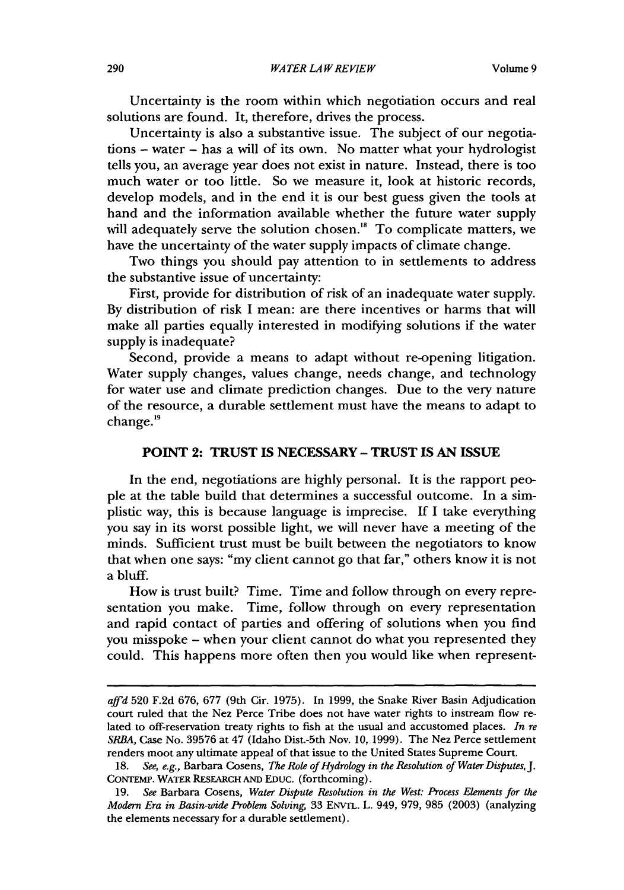Uncertainty is the room within which negotiation occurs and real solutions are found. It, therefore, drives the process.

Uncertainty is also a substantive issue. The subject of our negotiations – water – has a will of its own. No matter what your hydrologist tells you, an average year does not exist in nature. Instead, there is too much water or too little. So we measure it, look at historic records, develop models, and in the end it is our best guess given the tools at hand and the information available whether the future water supply will adequately serve the solution chosen.[18] To complicate matters, we have the uncertainty of the water supply impacts of climate change.

Two things you should pay attention to in settlements to address the substantive issue of uncertainty:

First, provide for distribution of risk of an inadequate water supply. By distribution of risk I mean: are there incentives or harms that will make all parties equally interested in modifying solutions if the water supply is inadequate?

Second, provide a means to adapt without re-opening litigation. Water supply changes, values change, needs change, and technology for water use and climate prediction changes. Due to the very nature of the resource, a durable settlement must have the means to adapt to change.[19]

## POINT 2: TRUST IS NECESSARY – TRUST IS AN ISSUE

In the end, negotiations are highly personal. It is the rapport people at the table build that determines a successful outcome. In a simplistic way, this is because language is imprecise. If I take everything you say in its worst possible light, we will never have a meeting of the minds. Sufficient trust must be built between the negotiators to know that when one says: "my client cannot go that far," others know it is not a bluff.

How is trust built? Time. Time and follow through on every representation you make. Time, follow through on every representation and rapid contact of parties and offering of solutions when you find you misspoke – when your client cannot do what you represented they could. This happens more often then you would like when represent-

---

*aff'd* 520 F.2d 676, 677 (9th Cir. 1975). In 1999, the Snake River Basin Adjudication court ruled that the Nez Perce Tribe does not have water rights to instream flow related to off-reservation treaty rights to fish at the usual and accustomed places. *In re SRBA*, Case No. 39576 at 47 (Idaho Dist.-5th Nov. 10, 1999). The Nez Perce settlement renders moot any ultimate appeal of that issue to the United States Supreme Court.

18. *See, e.g.*, Barbara Cosens, *The Role of Hydrology in the Resolution of Water Disputes*, J. CONTEMP. WATER RESEARCH AND EDUC. (forthcoming).

19. *See* Barbara Cosens, *Water Dispute Resolution in the West: Process Elements for the Modern Era in Basin-wide Problem Solving*, 33 ENVTL. L. 949, 979, 985 (2003) (analyzing the elements necessary for a durable settlement).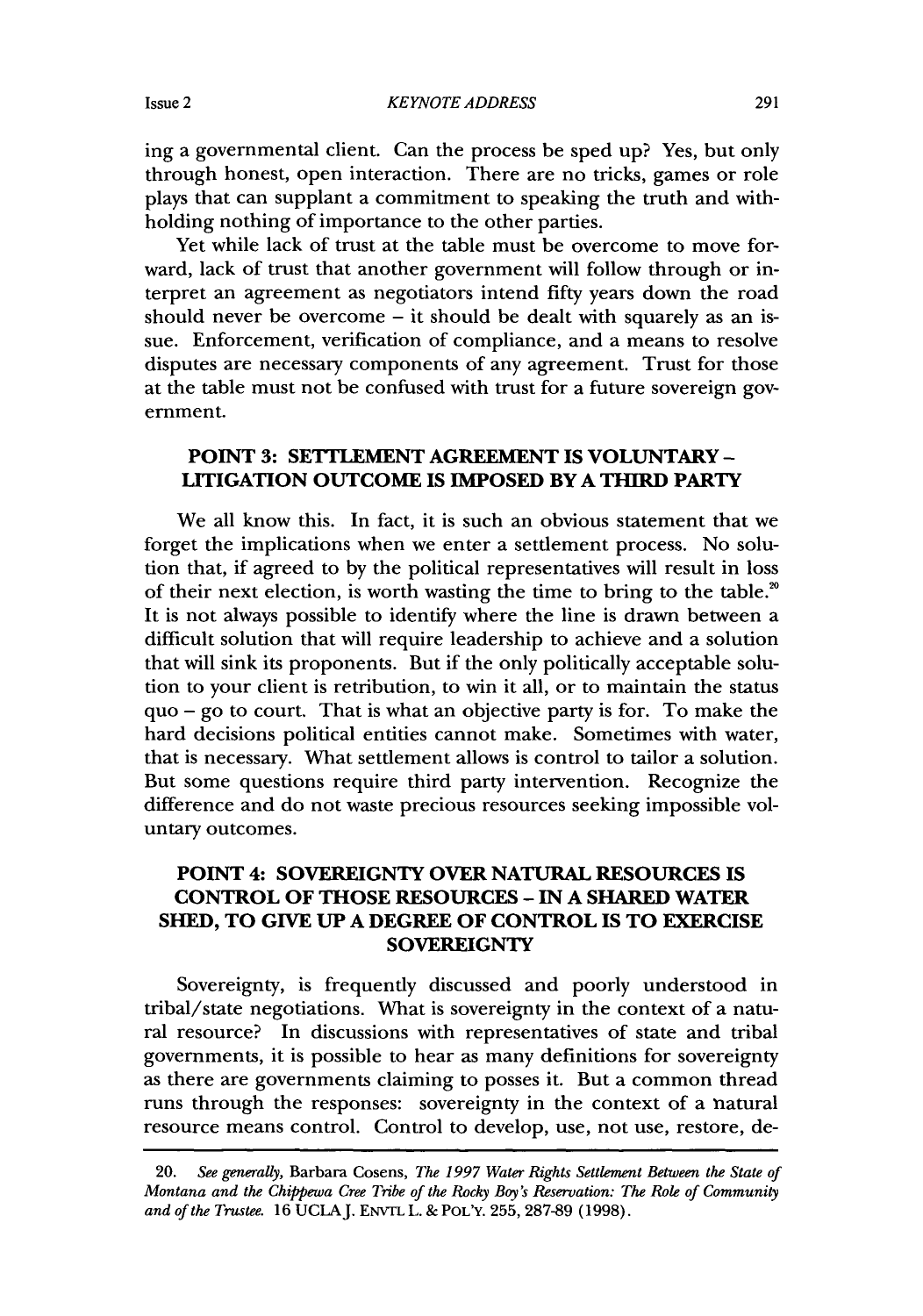ing a governmental client. Can the process be sped up? Yes, but only through honest, open interaction. There are no tricks, games or role plays that can supplant a commitment to speaking the truth and withholding nothing of importance to the other parties.

Yet while lack of trust at the table must be overcome to move forward, lack of trust that another government will follow through or interpret an agreement as negotiators intend fifty years down the road should never be overcome – it should be dealt with squarely as an issue. Enforcement, verification of compliance, and a means to resolve disputes are necessary components of any agreement. Trust for those at the table must not be confused with trust for a future sovereign government.

## POINT 3: SETTLEMENT AGREEMENT IS VOLUNTARY – LITIGATION OUTCOME IS IMPOSED BY A THIRD PARTY

We all know this. In fact, it is such an obvious statement that we forget the implications when we enter a settlement process. No solution that, if agreed to by the political representatives will result in loss of their next election, is worth wasting the time to bring to the table.[20] It is not always possible to identify where the line is drawn between a difficult solution that will require leadership to achieve and a solution that will sink its proponents. But if the only politically acceptable solution to your client is retribution, to win it all, or to maintain the status quo – go to court. That is what an objective party is for. To make the hard decisions political entities cannot make. Sometimes with water, that is necessary. What settlement allows is control to tailor a solution. But some questions require third party intervention. Recognize the difference and do not waste precious resources seeking impossible voluntary outcomes.

## POINT 4: SOVEREIGNTY OVER NATURAL RESOURCES IS CONTROL OF THOSE RESOURCES – IN A SHARED WATER SHED, TO GIVE UP A DEGREE OF CONTROL IS TO EXERCISE SOVEREIGNTY

Sovereignty, is frequently discussed and poorly understood in tribal/state negotiations. What is sovereignty in the context of a natural resource? In discussions with representatives of state and tribal governments, it is possible to hear as many definitions for sovereignty as there are governments claiming to posses it. But a common thread runs through the responses: sovereignty in the context of a natural resource means control. Control to develop, use, not use, restore, de-

---

20. *See generally*, Barbara Cosens, *The 1997 Water Rights Settlement Between the State of Montana and the Chippewa Cree Tribe of the Rocky Boy's Reservation: The Role of Community and of the Trustee.* 16 UCLA J. ENVTL L. & POL'Y. 255, 287-89 (1998).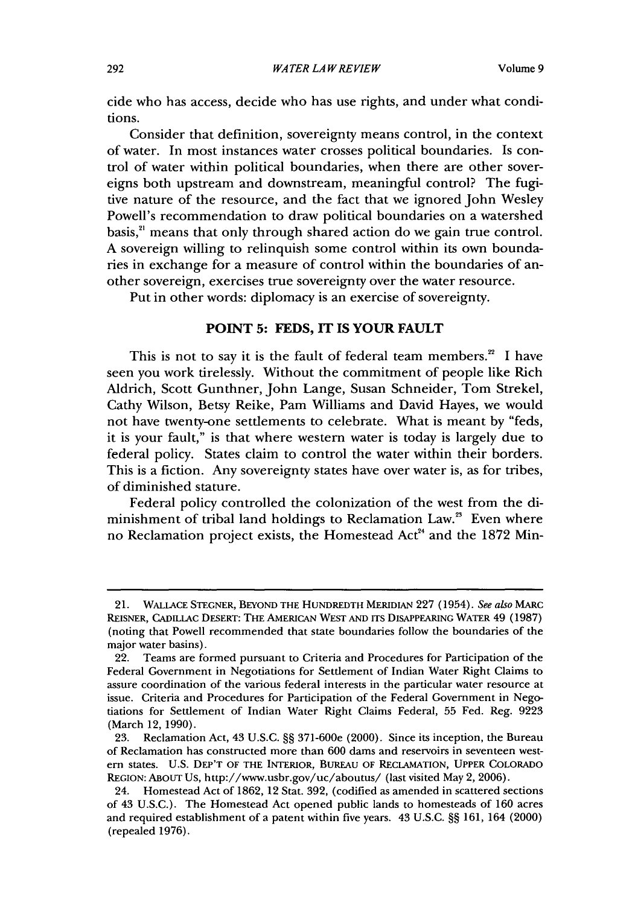cide who has access, decide who has use rights, and under what conditions.

Consider that definition, sovereignty means control, in the context of water. In most instances water crosses political boundaries. Is control of water within political boundaries, when there are other sovereigns both upstream and downstream, meaningful control? The fugitive nature of the resource, and the fact that we ignored John Wesley Powell's recommendation to draw political boundaries on a watershed basis,[21] means that only through shared action do we gain true control. A sovereign willing to relinquish some control within its own boundaries in exchange for a measure of control within the boundaries of another sovereign, exercises true sovereignty over the water resource.

Put in other words: diplomacy is an exercise of sovereignty.

## POINT 5: FEDS, IT IS YOUR FAULT

This is not to say it is the fault of federal team members.[22] I have seen you work tirelessly. Without the commitment of people like Rich Aldrich, Scott Gunthner, John Lange, Susan Schneider, Tom Strekel, Cathy Wilson, Betsy Reike, Pam Williams and David Hayes, we would not have twenty-one settlements to celebrate. What is meant by "feds, it is your fault," is that where western water is today is largely due to federal policy. States claim to control the water within their borders. This is a fiction. Any sovereignty states have over water is, as for tribes, of diminished stature.

Federal policy controlled the colonization of the west from the diminishment of tribal land holdings to Reclamation Law.[23] Even where no Reclamation project exists, the Homestead Act[24] and the 1872 Min-

---

21. WALLACE STEGNER, BEYOND THE HUNDREDTH MERIDIAN 227 (1954). *See also* MARC REISNER, CADILLAC DESERT: THE AMERICAN WEST AND ITS DISAPPEARING WATER 49 (1987) (noting that Powell recommended that state boundaries follow the boundaries of the major water basins).

22. Teams are formed pursuant to Criteria and Procedures for Participation of the Federal Government in Negotiations for Settlement of Indian Water Right Claims to assure coordination of the various federal interests in the particular water resource at issue. Criteria and Procedures for Participation of the Federal Government in Negotiations for Settlement of Indian Water Right Claims Federal, 55 Fed. Reg. 9223 (March 12, 1990).

23. Reclamation Act, 43 U.S.C. §§ 371-600e (2000). Since its inception, the Bureau of Reclamation has constructed more than 600 dams and reservoirs in seventeen western states. U.S. DEP'T OF THE INTERIOR, BUREAU OF RECLAMATION, UPPER COLORADO REGION: ABOUT US, http://www.usbr.gov/uc/aboutus/ (last visited May 2, 2006).

24. Homestead Act of 1862, 12 Stat. 392, (codified as amended in scattered sections of 43 U.S.C.). The Homestead Act opened public lands to homesteads of 160 acres and required establishment of a patent within five years. 43 U.S.C. §§ 161, 164 (2000) (repealed 1976).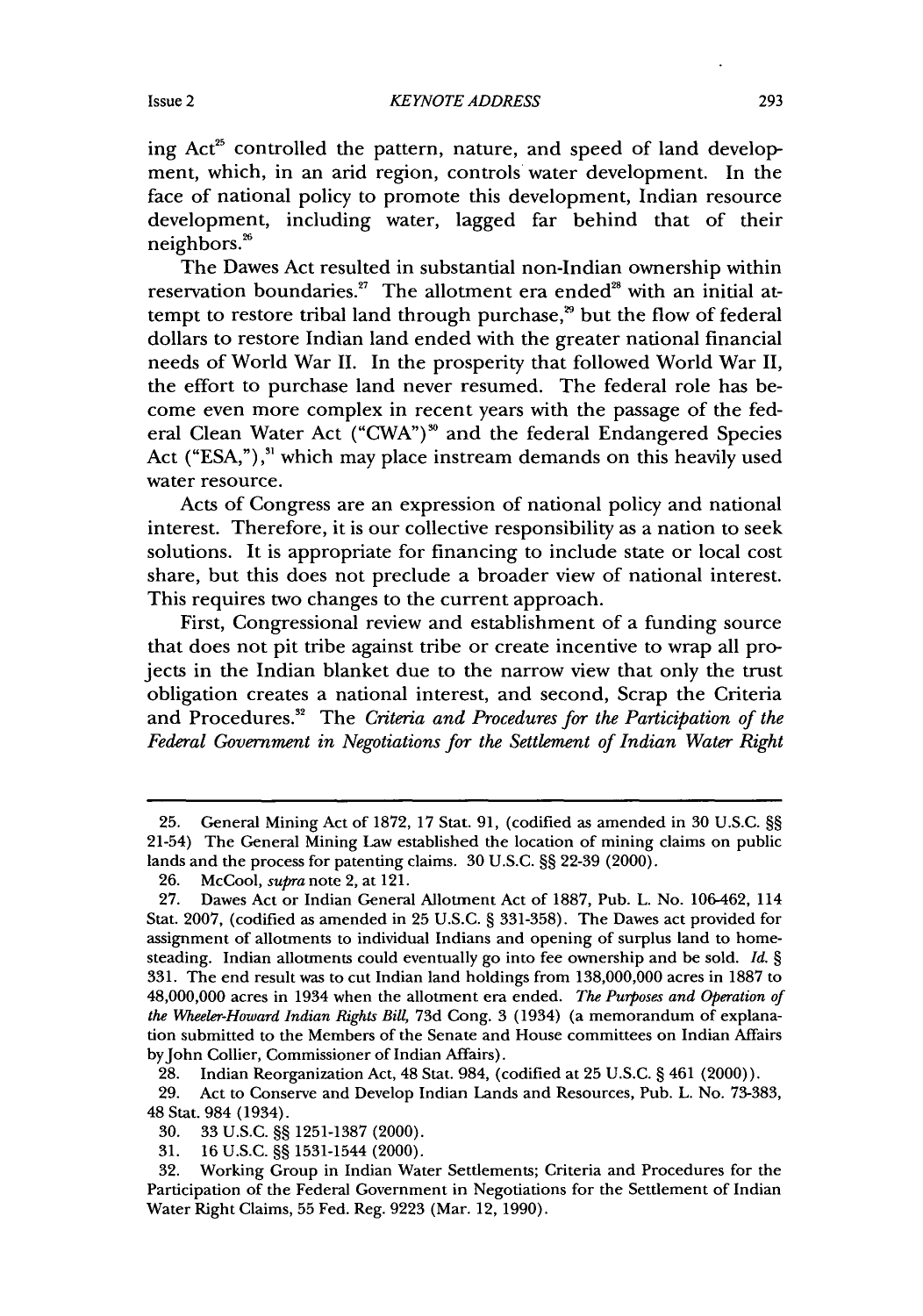ing Act[25] controlled the pattern, nature, and speed of land development, which, in an arid region, controls water development. In the face of national policy to promote this development, Indian resource development, including water, lagged far behind that of their neighbors.[26]

The Dawes Act resulted in substantial non-Indian ownership within reservation boundaries.[27] The allotment era ended[28] with an initial attempt to restore tribal land through purchase,[29] but the flow of federal dollars to restore Indian land ended with the greater national financial needs of World War II. In the prosperity that followed World War II, the effort to purchase land never resumed. The federal role has become even more complex in recent years with the passage of the federal Clean Water Act ("CWA")[30] and the federal Endangered Species Act ("ESA,"),[31] which may place instream demands on this heavily used water resource.

Acts of Congress are an expression of national policy and national interest. Therefore, it is our collective responsibility as a nation to seek solutions. It is appropriate for financing to include state or local cost share, but this does not preclude a broader view of national interest. This requires two changes to the current approach.

First, Congressional review and establishment of a funding source that does not pit tribe against tribe or create incentive to wrap all projects in the Indian blanket due to the narrow view that only the trust obligation creates a national interest, and second, Scrap the Criteria and Procedures.[32] The *Criteria and Procedures for the Participation of the Federal Government in Negotiations for the Settlement of Indian Water Right*

---

25. General Mining Act of 1872, 17 Stat. 91, (codified as amended in 30 U.S.C. §§ 21-54) The General Mining Law established the location of mining claims on public lands and the process for patenting claims. 30 U.S.C. §§ 22-39 (2000).

26. McCool, *supra* note 2, at 121.

27. Dawes Act or Indian General Allotment Act of 1887, Pub. L. No. 106-462, 114 Stat. 2007, (codified as amended in 25 U.S.C. § 331-358). The Dawes act provided for assignment of allotments to individual Indians and opening of surplus land to homesteading. Indian allotments could eventually go into fee ownership and be sold. *Id.* § 331. The end result was to cut Indian land holdings from 138,000,000 acres in 1887 to 48,000,000 acres in 1934 when the allotment era ended. *The Purposes and Operation of the Wheeler-Howard Indian Rights Bill*, 73d Cong. 3 (1934) (a memorandum of explanation submitted to the Members of the Senate and House committees on Indian Affairs by John Collier, Commissioner of Indian Affairs).

28. Indian Reorganization Act, 48 Stat. 984, (codified at 25 U.S.C. § 461 (2000)).

29. Act to Conserve and Develop Indian Lands and Resources, Pub. L. No. 73-383, 48 Stat. 984 (1934).

30. 33 U.S.C. §§ 1251-1387 (2000).

31. 16 U.S.C. §§ 1531-1544 (2000).

32. Working Group in Indian Water Settlements; Criteria and Procedures for the Participation of the Federal Government in Negotiations for the Settlement of Indian Water Right Claims, 55 Fed. Reg. 9223 (Mar. 12, 1990).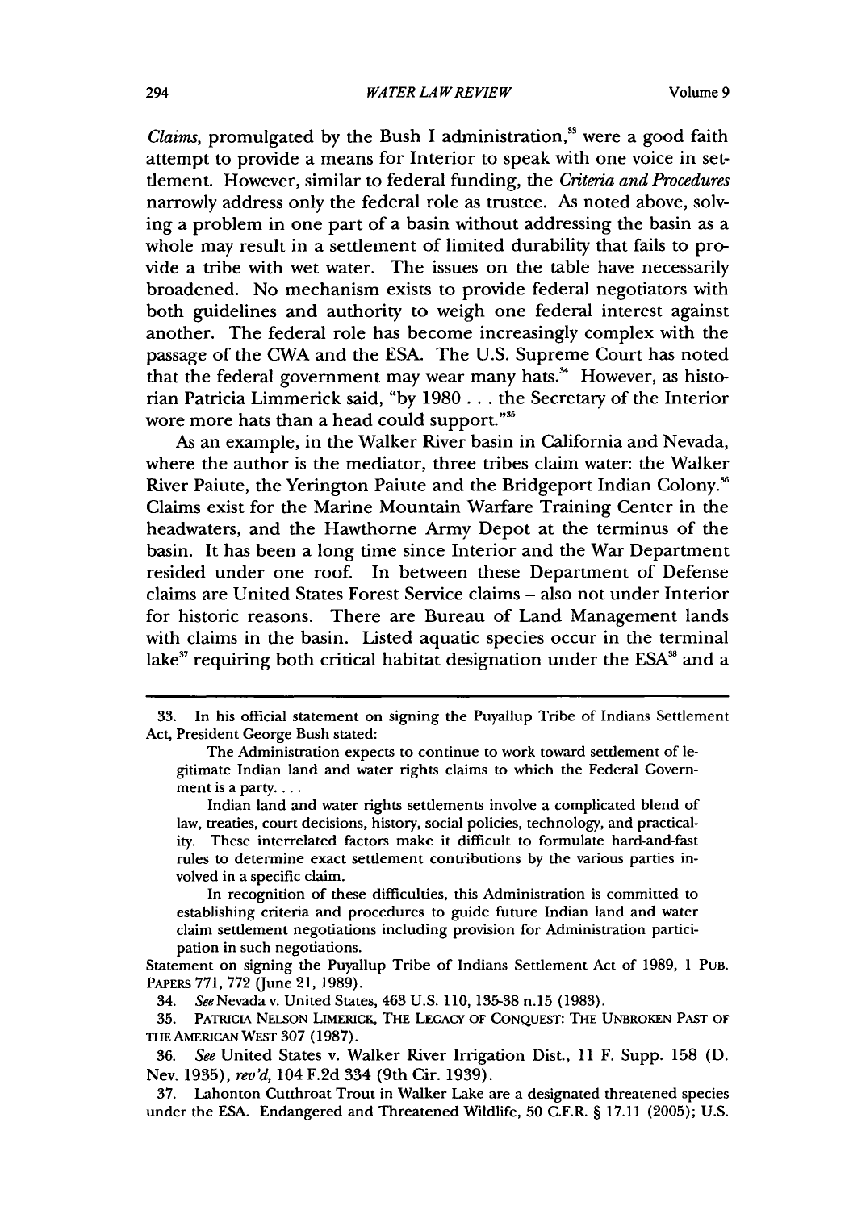*Claims*, promulgated by the Bush I administration,[33] were a good faith attempt to provide a means for Interior to speak with one voice in settlement. However, similar to federal funding, the *Criteria and Procedures* narrowly address only the federal role as trustee. As noted above, solving a problem in one part of a basin without addressing the basin as a whole may result in a settlement of limited durability that fails to provide a tribe with wet water. The issues on the table have necessarily broadened. No mechanism exists to provide federal negotiators with both guidelines and authority to weigh one federal interest against another. The federal role has become increasingly complex with the passage of the CWA and the ESA. The U.S. Supreme Court has noted that the federal government may wear many hats.[34] However, as historian Patricia Limmerick said, "by 1980 . . . the Secretary of the Interior wore more hats than a head could support."[35]

As an example, in the Walker River basin in California and Nevada, where the author is the mediator, three tribes claim water: the Walker River Paiute, the Yerington Paiute and the Bridgeport Indian Colony.[36] Claims exist for the Marine Mountain Warfare Training Center in the headwaters, and the Hawthorne Army Depot at the terminus of the basin. It has been a long time since Interior and the War Department resided under one roof. In between these Department of Defense claims are United States Forest Service claims – also not under Interior for historic reasons. There are Bureau of Land Management lands with claims in the basin. Listed aquatic species occur in the terminal lake[37] requiring both critical habitat designation under the ESA[38] and a

---

33. In his official statement on signing the Puyallup Tribe of Indians Settlement Act, President George Bush stated:

> The Administration expects to continue to work toward settlement of legitimate Indian land and water rights claims to which the Federal Government is a party. . . .
>
> Indian land and water rights settlements involve a complicated blend of law, treaties, court decisions, history, social policies, technology, and practicality. These interrelated factors make it difficult to formulate hard-and-fast rules to determine exact settlement contributions by the various parties involved in a specific claim.
>
> In recognition of these difficulties, this Administration is committed to establishing criteria and procedures to guide future Indian land and water claim settlement negotiations including provision for Administration participation in such negotiations.

Statement on signing the Puyallup Tribe of Indians Settlement Act of 1989, 1 PUB. PAPERS 771, 772 (June 21, 1989).

34. *See* Nevada v. United States, 463 U.S. 110, 135-38 n.15 (1983).

35. PATRICIA NELSON LIMERICK, THE LEGACY OF CONQUEST: THE UNBROKEN PAST OF THE AMERICAN WEST 307 (1987).

36. *See* United States v. Walker River Irrigation Dist., 11 F. Supp. 158 (D. Nev. 1935), *rev'd*, 104 F.2d 334 (9th Cir. 1939).

37. Lahonton Cutthroat Trout in Walker Lake are a designated threatened species under the ESA. Endangered and Threatened Wildlife, 50 C.F.R. § 17.11 (2005); U.S.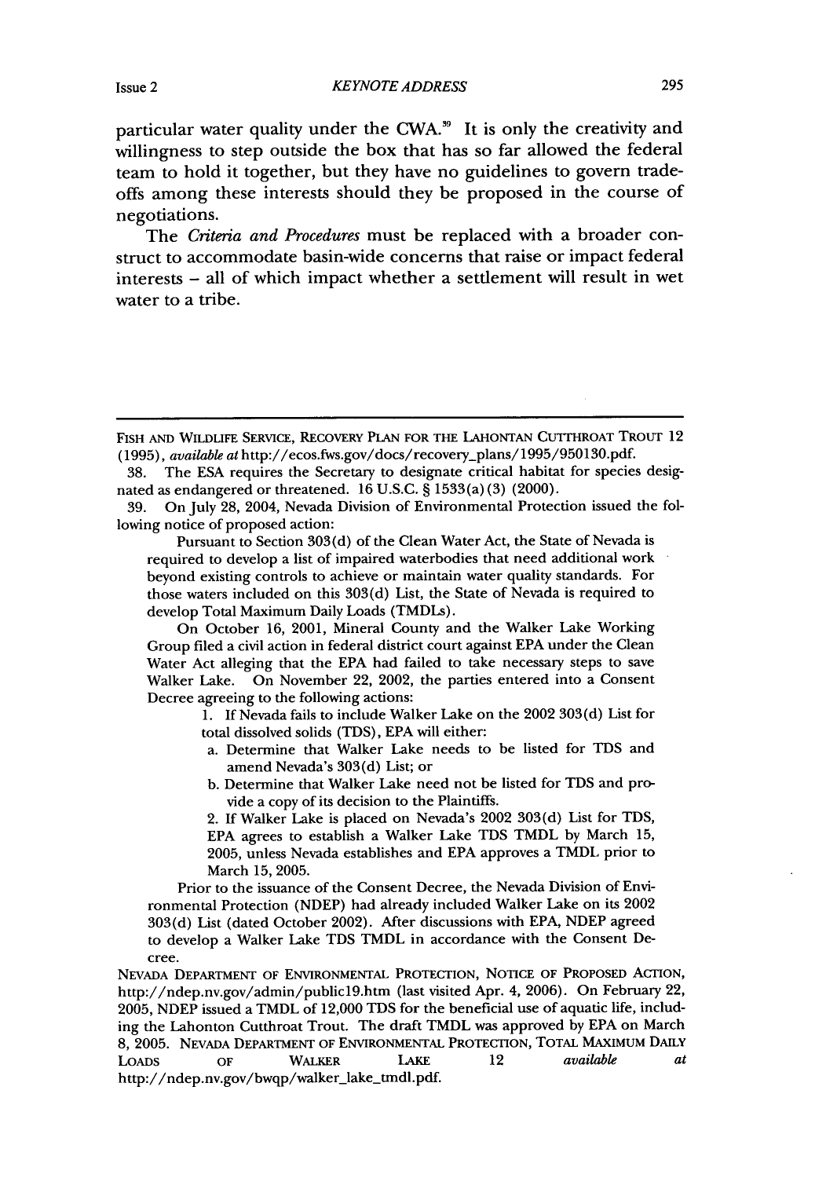particular water quality under the CWA.[39] It is only the creativity and willingness to step outside the box that has so far allowed the federal team to hold it together, but they have no guidelines to govern trade-offs among these interests should they be proposed in the course of negotiations.

The *Criteria and Procedures* must be replaced with a broader construct to accommodate basin-wide concerns that raise or impact federal interests – all of which impact whether a settlement will result in wet water to a tribe.

---

FISH AND WILDLIFE SERVICE, RECOVERY PLAN FOR THE LAHONTAN CUTTHROAT TROUT 12 (1995), *available at* http://ecos.fws.gov/docs/recovery_plans/1995/950130.pdf.

38. The ESA requires the Secretary to designate critical habitat for species designated as endangered or threatened. 16 U.S.C. § 1533(a)(3) (2000).

39. On July 28, 2004, Nevada Division of Environmental Protection issued the following notice of proposed action:

> Pursuant to Section 303(d) of the Clean Water Act, the State of Nevada is required to develop a list of impaired waterbodies that need additional work beyond existing controls to achieve or maintain water quality standards. For those waters included on this 303(d) List, the State of Nevada is required to develop Total Maximum Daily Loads (TMDLs).
>
> On October 16, 2001, Mineral County and the Walker Lake Working Group filed a civil action in federal district court against EPA under the Clean Water Act alleging that the EPA had failed to take necessary steps to save Walker Lake. On November 22, 2002, the parties entered into a Consent Decree agreeing to the following actions:
>
> 1. If Nevada fails to include Walker Lake on the 2002 303(d) List for total dissolved solids (TDS), EPA will either:
>    a. Determine that Walker Lake needs to be listed for TDS and amend Nevada's 303(d) List; or
>    b. Determine that Walker Lake need not be listed for TDS and provide a copy of its decision to the Plaintiffs.
> 2. If Walker Lake is placed on Nevada's 2002 303(d) List for TDS, EPA agrees to establish a Walker Lake TDS TMDL by March 15, 2005, unless Nevada establishes and EPA approves a TMDL prior to March 15, 2005.
>
> Prior to the issuance of the Consent Decree, the Nevada Division of Environmental Protection (NDEP) had already included Walker Lake on its 2002 303(d) List (dated October 2002). After discussions with EPA, NDEP agreed to develop a Walker Lake TDS TMDL in accordance with the Consent Decree.

NEVADA DEPARTMENT OF ENVIRONMENTAL PROTECTION, NOTICE OF PROPOSED ACTION, http://ndep.nv.gov/admin/public19.htm (last visited Apr. 4, 2006). On February 22, 2005, NDEP issued a TMDL of 12,000 TDS for the beneficial use of aquatic life, including the Lahonton Cutthroat Trout. The draft TMDL was approved by EPA on March 8, 2005. NEVADA DEPARTMENT OF ENVIRONMENTAL PROTECTION, TOTAL MAXIMUM DAILY LOADS OF WALKER LAKE 12 *available at* http://ndep.nv.gov/bwqp/walker_lake_tmdl.pdf.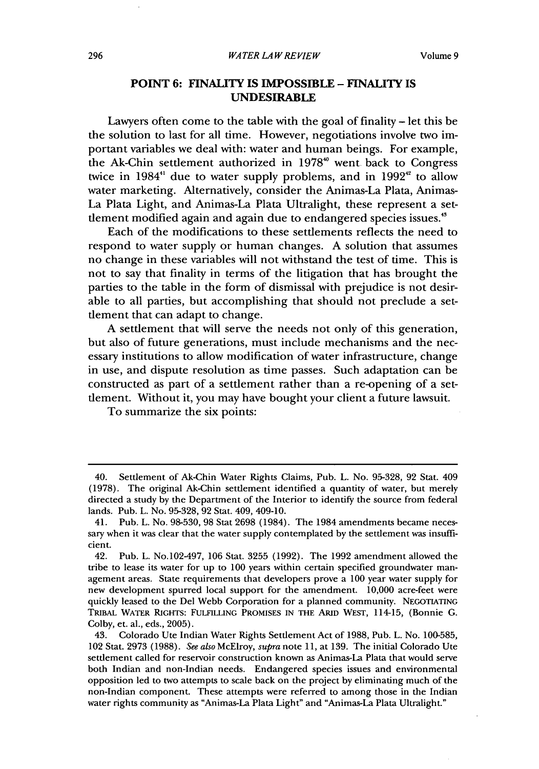## POINT 6: FINALITY IS IMPOSSIBLE – FINALITY IS UNDESIRABLE

Lawyers often come to the table with the goal of finality – let this be the solution to last for all time. However, negotiations involve two important variables we deal with: water and human beings. For example, the Ak-Chin settlement authorized in 1978[40] went back to Congress twice in 1984[41] due to water supply problems, and in 1992[42] to allow water marketing. Alternatively, consider the Animas-La Plata, Animas-La Plata Light, and Animas-La Plata Ultralight, these represent a settlement modified again and again due to endangered species issues.[43]

Each of the modifications to these settlements reflects the need to respond to water supply or human changes. A solution that assumes no change in these variables will not withstand the test of time. This is not to say that finality in terms of the litigation that has brought the parties to the table in the form of dismissal with prejudice is not desirable to all parties, but accomplishing that should not preclude a settlement that can adapt to change.

A settlement that will serve the needs not only of this generation, but also of future generations, must include mechanisms and the necessary institutions to allow modification of water infrastructure, change in use, and dispute resolution as time passes. Such adaptation can be constructed as part of a settlement rather than a re-opening of a settlement. Without it, you may have bought your client a future lawsuit.

To summarize the six points:

---

40. Settlement of Ak-Chin Water Rights Claims, Pub. L. No. 95-328, 92 Stat. 409 (1978). The original Ak-Chin settlement identified a quantity of water, but merely directed a study by the Department of the Interior to identify the source from federal lands. Pub. L. No. 95-328, 92 Stat. 409, 409-10.

41. Pub. L. No. 98-530, 98 Stat 2698 (1984). The 1984 amendments became necessary when it was clear that the water supply contemplated by the settlement was insufficient.

42. Pub. L. No.102-497, 106 Stat. 3255 (1992). The 1992 amendment allowed the tribe to lease its water for up to 100 years within certain specified groundwater management areas. State requirements that developers prove a 100 year water supply for new development spurred local support for the amendment. 10,000 acre-feet were quickly leased to the Del Webb Corporation for a planned community. NEGOTIATING TRIBAL WATER RIGHTS: FULFILLING PROMISES IN THE ARID WEST, 114-15, (Bonnie G. Colby, et. al., eds., 2005).

43. Colorado Ute Indian Water Rights Settlement Act of 1988, Pub. L. No. 100-585, 102 Stat. 2973 (1988). *See also* McElroy, *supra* note 11, at 139. The initial Colorado Ute settlement called for reservoir construction known as Animas-La Plata that would serve both Indian and non-Indian needs. Endangered species issues and environmental opposition led to two attempts to scale back on the project by eliminating much of the non-Indian component. These attempts were referred to among those in the Indian water rights community as "Animas-La Plata Light" and "Animas-La Plata Ultralight."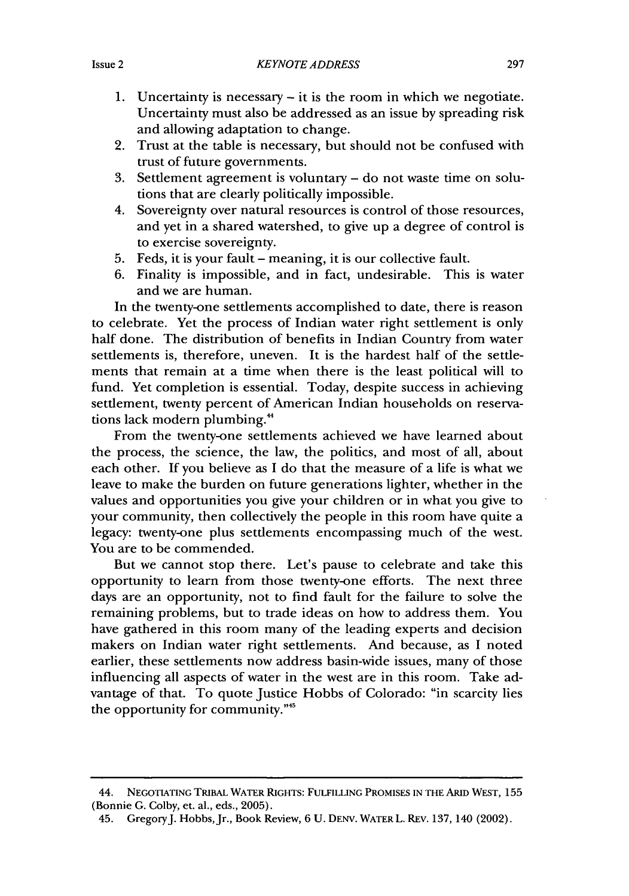1. Uncertainty is necessary – it is the room in which we negotiate. Uncertainty must also be addressed as an issue by spreading risk and allowing adaptation to change.
2. Trust at the table is necessary, but should not be confused with trust of future governments.
3. Settlement agreement is voluntary – do not waste time on solutions that are clearly politically impossible.
4. Sovereignty over natural resources is control of those resources, and yet in a shared watershed, to give up a degree of control is to exercise sovereignty.
5. Feds, it is your fault – meaning, it is our collective fault.
6. Finality is impossible, and in fact, undesirable. This is water and we are human.

In the twenty-one settlements accomplished to date, there is reason to celebrate. Yet the process of Indian water right settlement is only half done. The distribution of benefits in Indian Country from water settlements is, therefore, uneven. It is the hardest half of the settlements that remain at a time when there is the least political will to fund. Yet completion is essential. Today, despite success in achieving settlement, twenty percent of American Indian households on reservations lack modern plumbing.[44]

From the twenty-one settlements achieved we have learned about the process, the science, the law, the politics, and most of all, about each other. If you believe as I do that the measure of a life is what we leave to make the burden on future generations lighter, whether in the values and opportunities you give your children or in what you give to your community, then collectively the people in this room have quite a legacy: twenty-one plus settlements encompassing much of the west. You are to be commended.

But we cannot stop there. Let's pause to celebrate and take this opportunity to learn from those twenty-one efforts. The next three days are an opportunity, not to find fault for the failure to solve the remaining problems, but to trade ideas on how to address them. You have gathered in this room many of the leading experts and decision makers on Indian water right settlements. And because, as I noted earlier, these settlements now address basin-wide issues, many of those influencing all aspects of water in the west are in this room. Take advantage of that. To quote Justice Hobbs of Colorado: "in scarcity lies the opportunity for community."[45]

---

44. NEGOTIATING TRIBAL WATER RIGHTS: FULFILLING PROMISES IN THE ARID WEST, 155 (Bonnie G. Colby, et. al., eds., 2005).

45. Gregory J. Hobbs, Jr., Book Review, 6 U. DENV. WATER L. REV. 137, 140 (2002).